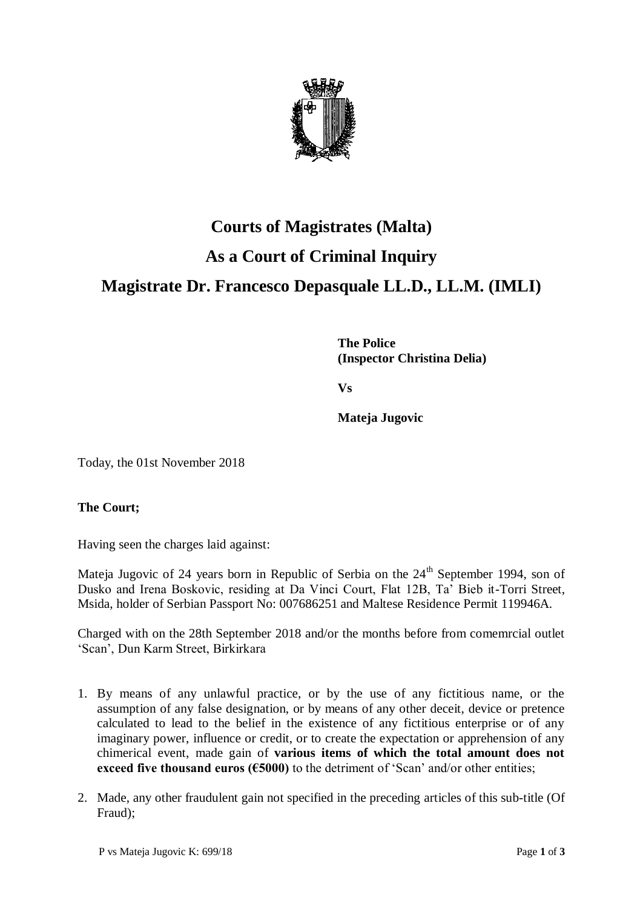# Courts of Magistrates (Malta)

# As a Court of Criminal Inquiry

# Magistrate Dr. Francesco Depasquale LL.D., LL.M. (IMLI)

**The Police**
**(Inspector Christina Delia)**

**Vs**

**Mateja Jugovic**

Today, the 01st November 2018

**The Court;**

Having seen the charges laid against:

Mateja Jugovic of 24 years born in Republic of Serbia on the 24th September 1994, son of Dusko and Irena Boskovic, residing at Da Vinci Court, Flat 12B, Ta' Bieb it-Torri Street, Msida, holder of Serbian Passport No: 007686251 and Maltese Residence Permit 119946A.

Charged with on the 28th September 2018 and/or the months before from comemrcial outlet 'Scan', Dun Karm Street, Birkirkara

1. By means of any unlawful practice, or by the use of any fictitious name, or the assumption of any false designation, or by means of any other deceit, device or pretence calculated to lead to the belief in the existence of any fictitious enterprise or of any imaginary power, influence or credit, or to create the expectation or apprehension of any chimerical event, made gain of **various items of which the total amount does not exceed five thousand euros (€5000)** to the detriment of 'Scan' and/or other entities;

2. Made, any other fraudulent gain not specified in the preceding articles of this sub-title (Of Fraud);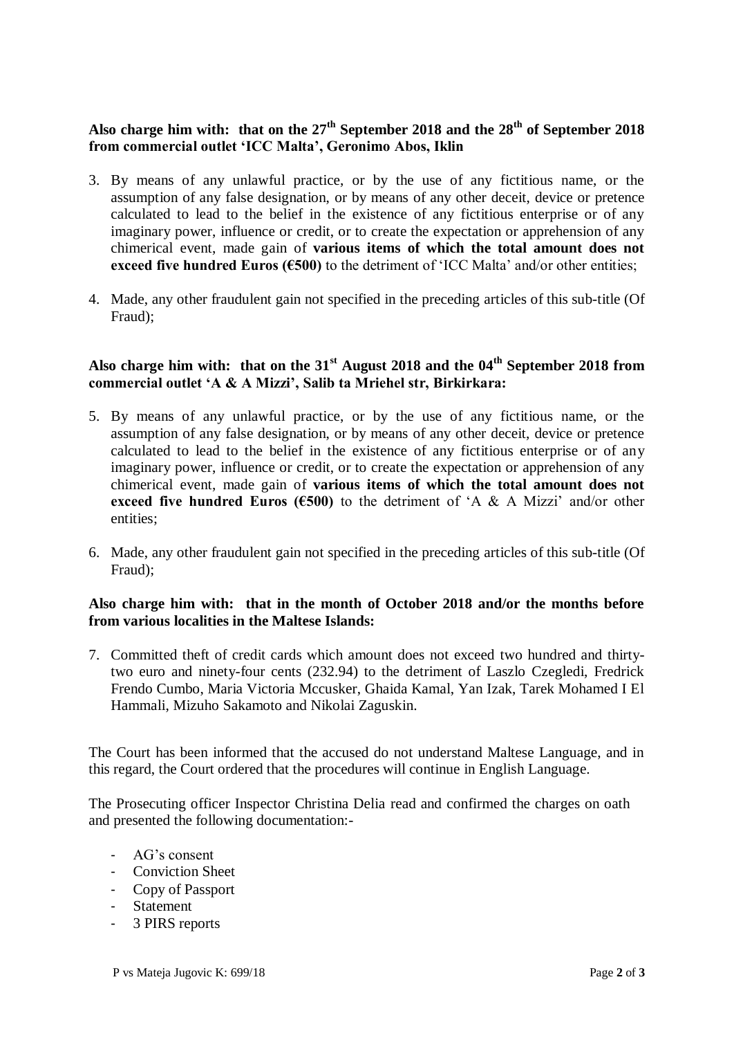**Also charge him with: that on the 27th September 2018 and the 28th of September 2018 from commercial outlet 'ICC Malta', Geronimo Abos, Iklin**

3. By means of any unlawful practice, or by the use of any fictitious name, or the assumption of any false designation, or by means of any other deceit, device or pretence calculated to lead to the belief in the existence of any fictitious enterprise or of any imaginary power, influence or credit, or to create the expectation or apprehension of any chimerical event, made gain of **various items of which the total amount does not exceed five hundred Euros (€500)** to the detriment of 'ICC Malta' and/or other entities;

4. Made, any other fraudulent gain not specified in the preceding articles of this sub-title (Of Fraud);

**Also charge him with: that on the 31st August 2018 and the 04th September 2018 from commercial outlet 'A & A Mizzi', Salib ta Mriehel str, Birkirkara:**

5. By means of any unlawful practice, or by the use of any fictitious name, or the assumption of any false designation, or by means of any other deceit, device or pretence calculated to lead to the belief in the existence of any fictitious enterprise or of any imaginary power, influence or credit, or to create the expectation or apprehension of any chimerical event, made gain of **various items of which the total amount does not exceed five hundred Euros (€500)** to the detriment of 'A & A Mizzi' and/or other entities;

6. Made, any other fraudulent gain not specified in the preceding articles of this sub-title (Of Fraud);

**Also charge him with: that in the month of October 2018 and/or the months before from various localities in the Maltese Islands:**

7. Committed theft of credit cards which amount does not exceed two hundred and thirty-two euro and ninety-four cents (232.94) to the detriment of Laszlo Czegledi, Fredrick Frendo Cumbo, Maria Victoria Mccusker, Ghaida Kamal, Yan Izak, Tarek Mohamed I El Hammali, Mizuho Sakamoto and Nikolai Zaguskin.

The Court has been informed that the accused do not understand Maltese Language, and in this regard, the Court ordered that the procedures will continue in English Language.

The Prosecuting officer Inspector Christina Delia read and confirmed the charges on oath and presented the following documentation:-

- AG's consent
- Conviction Sheet
- Copy of Passport
- Statement
- 3 PIRS reports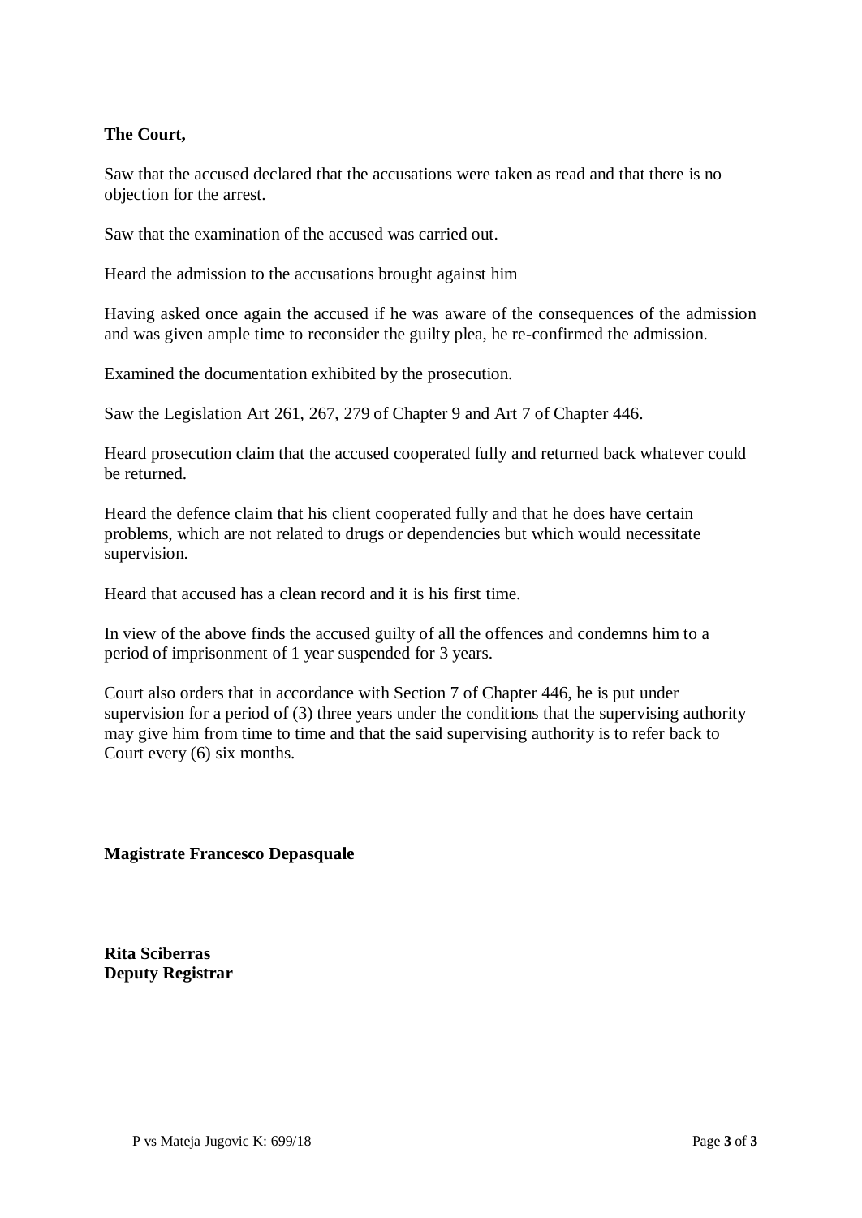**The Court,**

Saw that the accused declared that the accusations were taken as read and that there is no objection for the arrest.

Saw that the examination of the accused was carried out.

Heard the admission to the accusations brought against him

Having asked once again the accused if he was aware of the consequences of the admission and was given ample time to reconsider the guilty plea, he re-confirmed the admission.

Examined the documentation exhibited by the prosecution.

Saw the Legislation Art 261, 267, 279 of Chapter 9 and Art 7 of Chapter 446.

Heard prosecution claim that the accused cooperated fully and returned back whatever could be returned.

Heard the defence claim that his client cooperated fully and that he does have certain problems, which are not related to drugs or dependencies but which would necessitate supervision.

Heard that accused has a clean record and it is his first time.

In view of the above finds the accused guilty of all the offences and condemns him to a period of imprisonment of 1 year suspended for 3 years.

Court also orders that in accordance with Section 7 of Chapter 446, he is put under supervision for a period of (3) three years under the conditions that the supervising authority may give him from time to time and that the said supervising authority is to refer back to Court every (6) six months.

**Magistrate Francesco Depasquale**

**Rita Sciberras**
**Deputy Registrar**